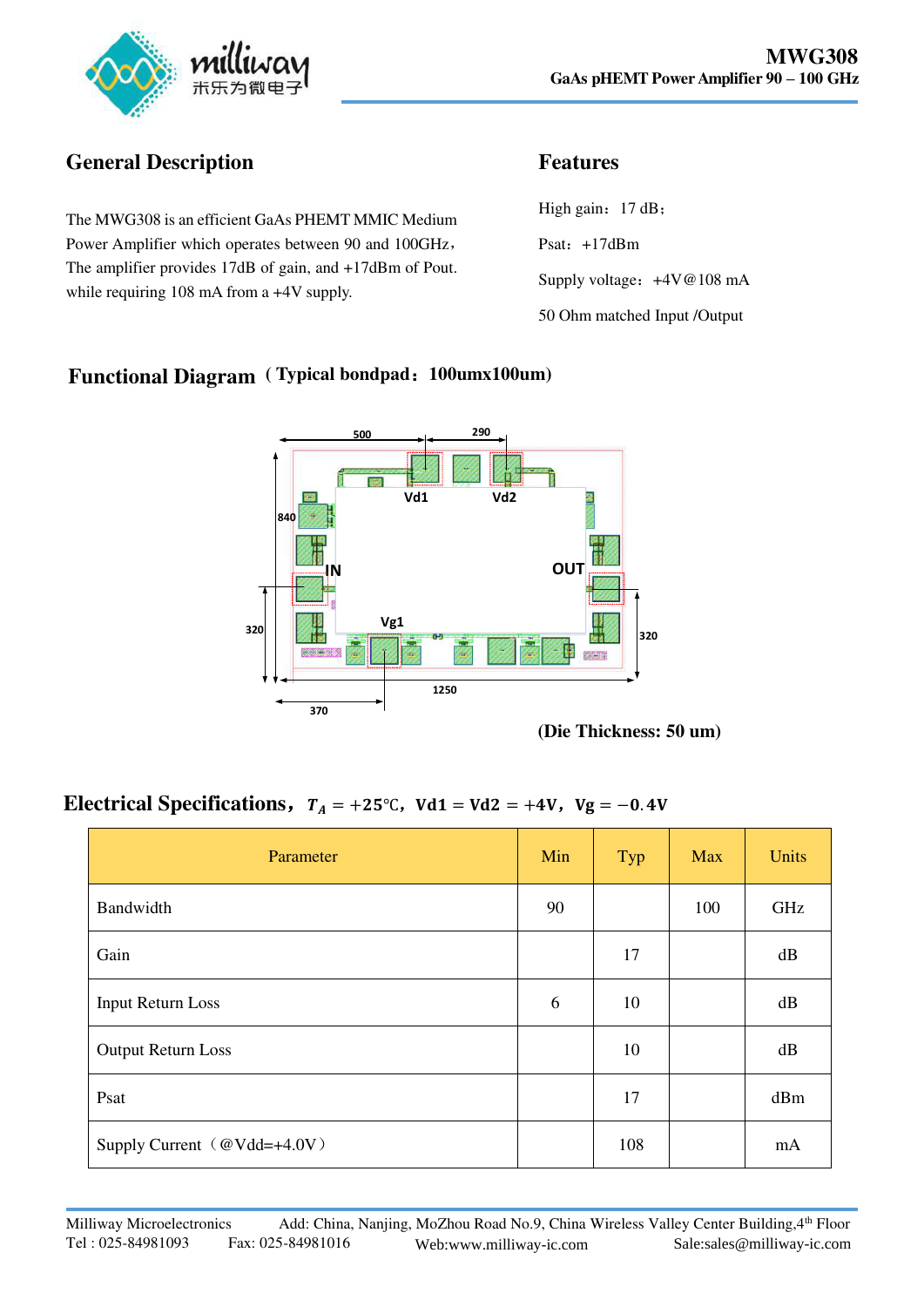# MWG308

**GaAs pHEMT Power Amplifier 90 – 100 GHz**

## General Description

The MWG308 is an efficient GaAs PHEMT MMIC Medium Power Amplifier which operates between 90 and 100GHz，The amplifier provides 17dB of gain, and +17dBm of Pout. while requiring 108 mA from a +4V supply.

## Features

High gain：17 dB；

Psat：+17dBm

Supply voltage：+4V@108 mA

50 Ohm matched Input /Output

## Functional Diagram（Typical bondpad：100umx100um）

500 290 Vd1 Vd2 840 IN OUT Vg1 320 320 1250 370

**(Die Thickness: 50 um)**

## Electrical Specifications，$T_A = +25℃$，$\text{Vd1} = \text{Vd2} = +4\text{V}$，$\text{Vg} = -0.4\text{V}$

| Parameter | Min | Typ | Max | Units |
|---|---|---|---|---|
| Bandwidth | 90 | | 100 | GHz |
| Gain | | 17 | | dB |
| Input Return Loss | 6 | 10 | | dB |
| Output Return Loss | | 10 | | dB |
| Psat | | 17 | | dBm |
| Supply Current（@Vdd=+4.0V） | | 108 | | mA |

Milliway Microelectronics Add: China, Nanjing, MoZhou Road No.9, China Wireless Valley Center Building,4th Floor
Tel : 025-84981093 Fax: 025-84981016 Web:www.milliway-ic.com Sale:sales@milliway-ic.com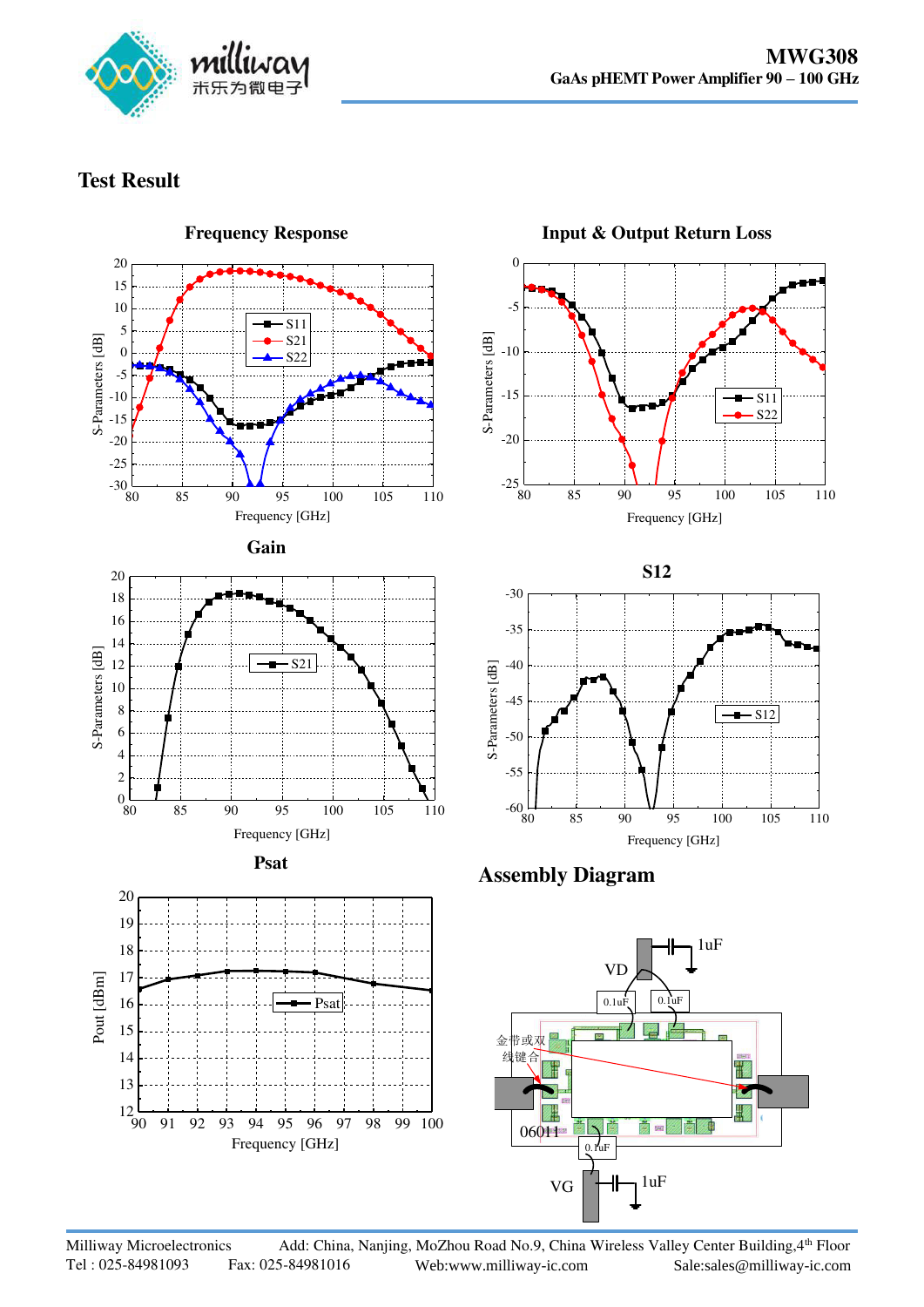## Test Result

### Frequency Response

20
15
10
5
0
-5
-10
-15
-20
-25
-30

80 85 90 95 100 105 110

S-Parameters [dB]

Frequency [GHz]

S11
S21
S22

### Input & Output Return Loss

0
-5
-10
-15
-20
-25

80 85 90 95 100 105 110

S-Parameters [dB]

Frequency [GHz]

S11
S22

### Gain

20
18
16
14
12
10
8
6
4
2
0

80 85 90 95 100 105 110

S-Parameters [dB]

Frequency [GHz]

S21

### S12

-30
-35
-40
-45
-50
-55
-60

80 85 90 95 100 105 110

S-Parameters [dB]

Frequency [GHz]

S12

### Psat

20
19
18
17
16
15
14
13
12

90 91 92 93 94 95 96 97 98 99 100

Pout [dBm]

Frequency [GHz]

Psat

## Assembly Diagram

VD

1uF

0.1uF

0.1uF

金带或双线键合

0601

0.1uF

VG

1uF

Milliway Microelectronics Add: China, Nanjing, MoZhou Road No.9, China Wireless Valley Center Building,4th Floor
Tel : 025-84981093 Fax: 025-84981016 Web:www.milliway-ic.com Sale:sales@milliway-ic.com